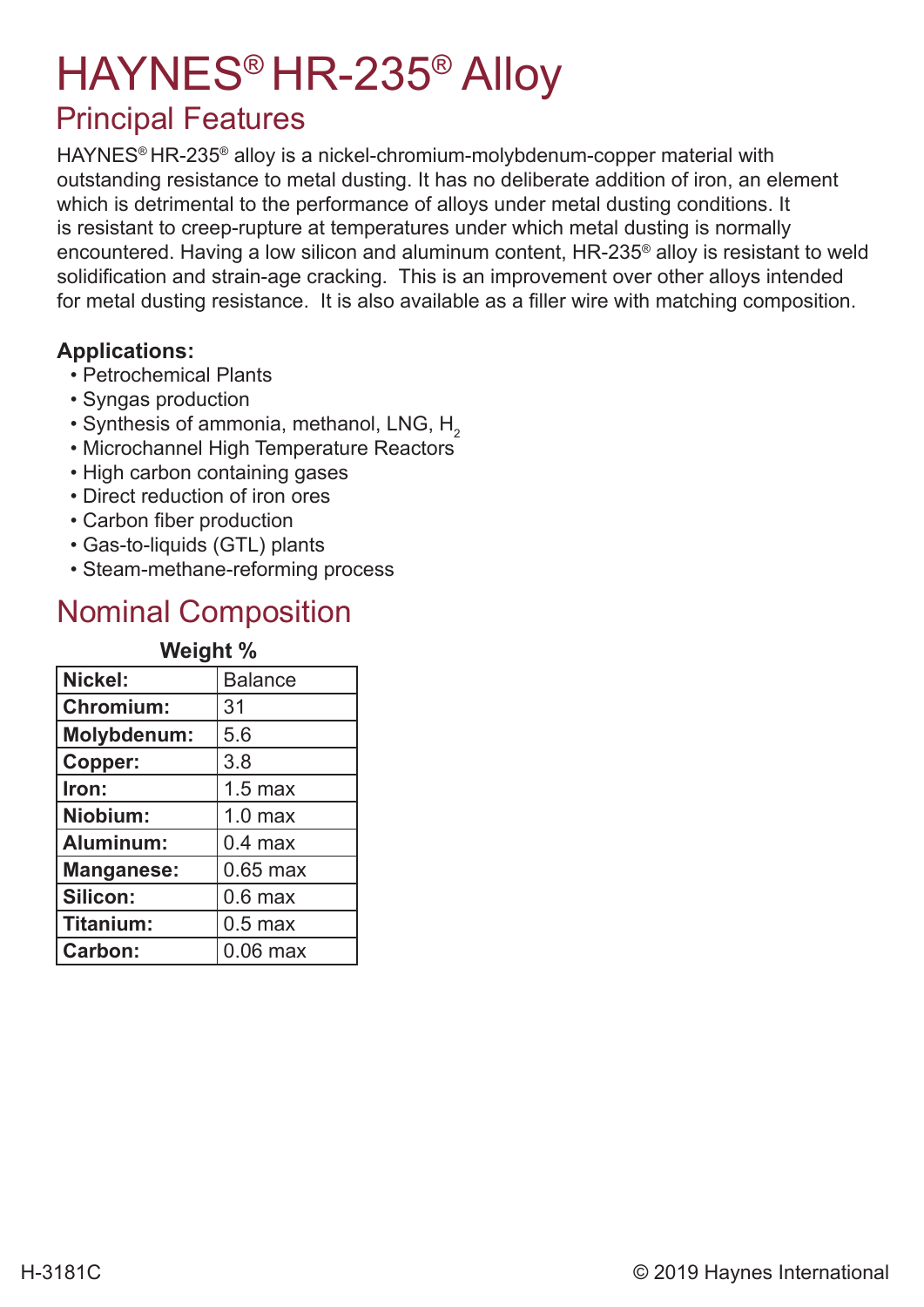# HAYNES® HR-235® Alloy

## Principal Features

HAYNES® HR-235® alloy is a nickel-chromium-molybdenum-copper material with outstanding resistance to metal dusting. It has no deliberate addition of iron, an element which is detrimental to the performance of alloys under metal dusting conditions. It is resistant to creep-rupture at temperatures under which metal dusting is normally encountered. Having a low silicon and aluminum content, HR-235® alloy is resistant to weld solidification and strain-age cracking. This is an improvement over other alloys intended for metal dusting resistance. It is also available as a filler wire with matching composition.

**Applications:**

- Petrochemical Plants
- Syngas production
- Synthesis of ammonia, methanol, LNG, $H_2$
- Microchannel High Temperature Reactors
- High carbon containing gases
- Direct reduction of iron ores
- Carbon fiber production
- Gas-to-liquids (GTL) plants
- Steam-methane-reforming process

## Nominal Composition

| | Weight % |
|---|---|
| **Nickel:** | Balance |
| **Chromium:** | 31 |
| **Molybdenum:** | 5.6 |
| **Copper:** | 3.8 |
| **Iron:** | 1.5 max |
| **Niobium:** | 1.0 max |
| **Aluminum:** | 0.4 max |
| **Manganese:** | 0.65 max |
| **Silicon:** | 0.6 max |
| **Titanium:** | 0.5 max |
| **Carbon:** | 0.06 max |

H-3181C

© 2019 Haynes International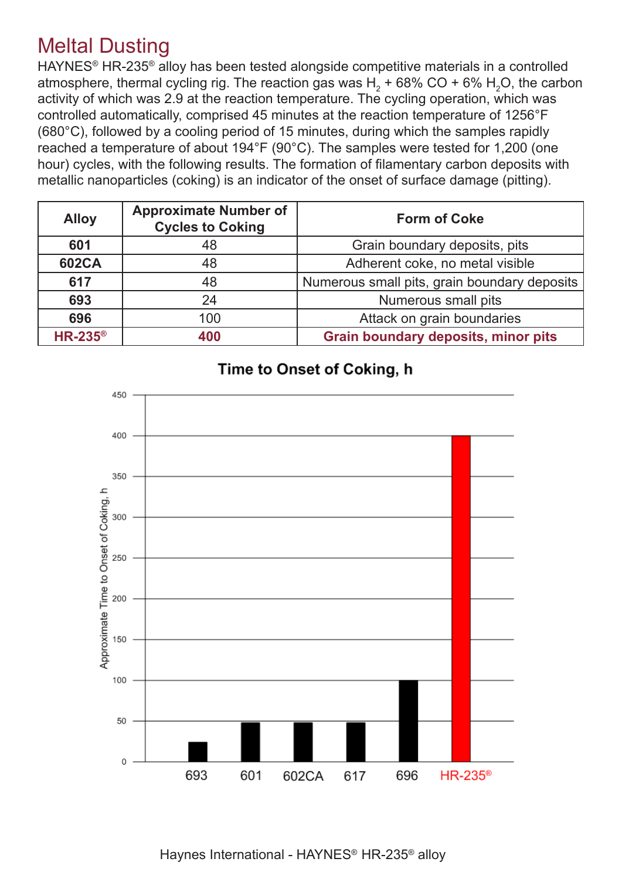# Meltal Dusting

HAYNES® HR-235® alloy has been tested alongside competitive materials in a controlled atmosphere, thermal cycling rig. The reaction gas was $H_2$ + 68% CO + 6% $H_2O$, the carbon activity of which was 2.9 at the reaction temperature. The cycling operation, which was controlled automatically, comprised 45 minutes at the reaction temperature of 1256°F (680°C), followed by a cooling period of 15 minutes, during which the samples rapidly reached a temperature of about 194°F (90°C). The samples were tested for 1,200 (one hour) cycles, with the following results. The formation of filamentary carbon deposits with metallic nanoparticles (coking) is an indicator of the onset of surface damage (pitting).

| Alloy | Approximate Number of Cycles to Coking | Form of Coke |
|---|---|---|
| **601** | 48 | Grain boundary deposits, pits |
| **602CA** | 48 | Adherent coke, no metal visible |
| **617** | 48 | Numerous small pits, grain boundary deposits |
| **693** | 24 | Numerous small pits |
| **696** | 100 | Attack on grain boundaries |
| **HR-235®** | **400** | **Grain boundary deposits, minor pits** |

**Time to Onset of Coking, h**

| Alloy | Approximate Time to Onset of Coking, h |
|---|---|
| 693 | 24 |
| 601 | 48 |
| 602CA | 48 |
| 617 | 48 |
| 696 | 100 |
| HR-235® | 400 |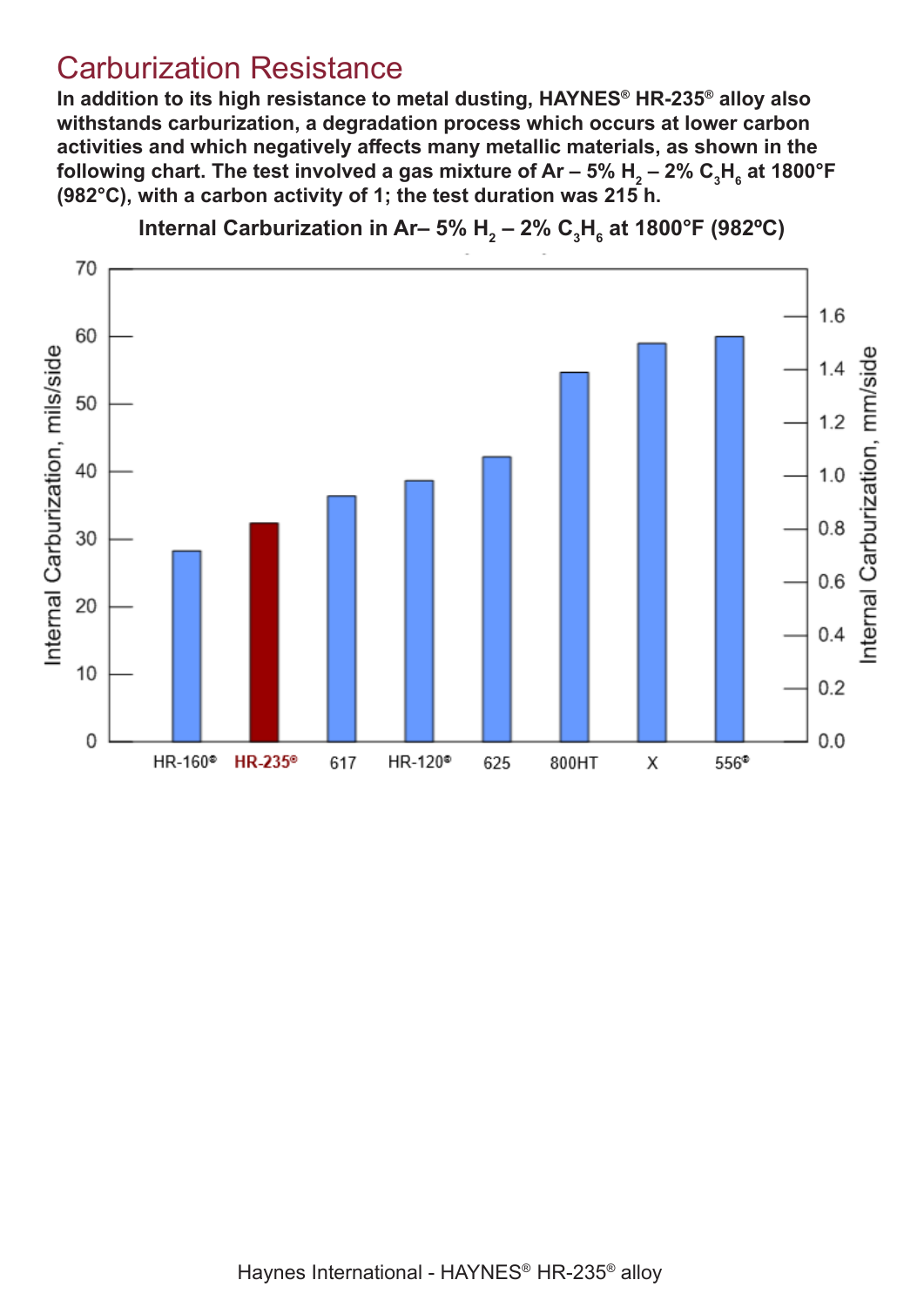# Carburization Resistance

**In addition to its high resistance to metal dusting, HAYNES® HR-235® alloy also withstands carburization, a degradation process which occurs at lower carbon activities and which negatively affects many metallic materials, as shown in the following chart. The test involved a gas mixture of Ar – 5% $H_2$ – 2% $C_3H_6$ at 1800°F (982°C), with a carbon activity of 1; the test duration was 215 h.**

**Internal Carburization in Ar– 5% $H_2$ – 2% $C_3H_6$ at 1800°F (982ºC)**

Internal Carburization, mils/side (left axis: 0–70); Internal Carburization, mm/side (right axis: 0.0–1.6)

Alloys: HR-160®, HR-235®, 617, HR-120®, 625, 800HT, X, 556®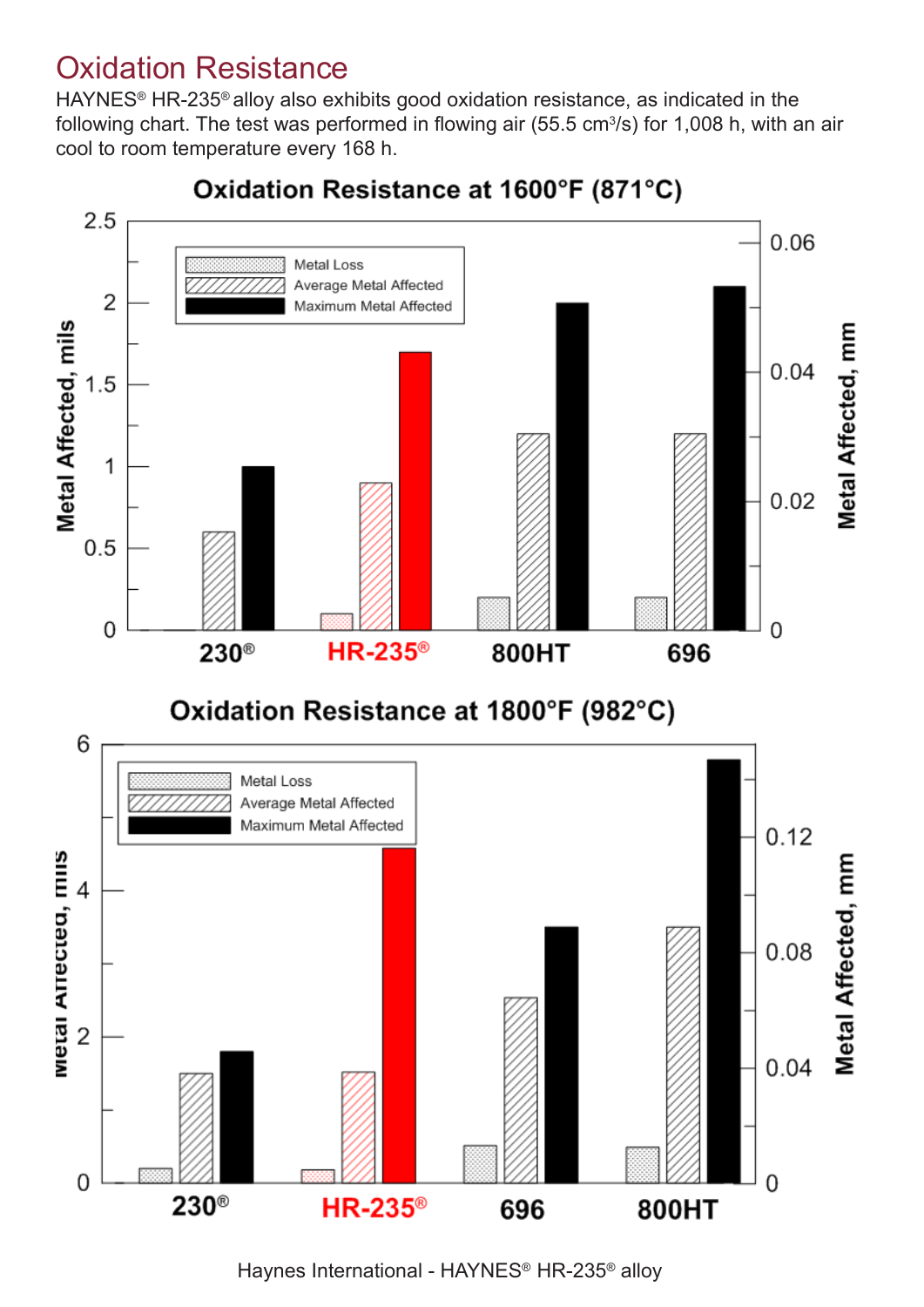## Oxidation Resistance

HAYNES® HR-235® alloy also exhibits good oxidation resistance, as indicated in the following chart. The test was performed in flowing air (55.5 $cm^3/s$) for 1,008 h, with an air cool to room temperature every 168 h.

**Oxidation Resistance at 1600°F (871°C)**

Metal Affected, mils / Metal Affected, mm

Legend: Metal Loss; Average Metal Affected; Maximum Metal Affected

230® | HR-235® | 800HT | 696

**Oxidation Resistance at 1800°F (982°C)**

Metal Affected, mils / Metal Affected, mm

Legend: Metal Loss; Average Metal Affected; Maximum Metal Affected

230® | HR-235® | 696 | 800HT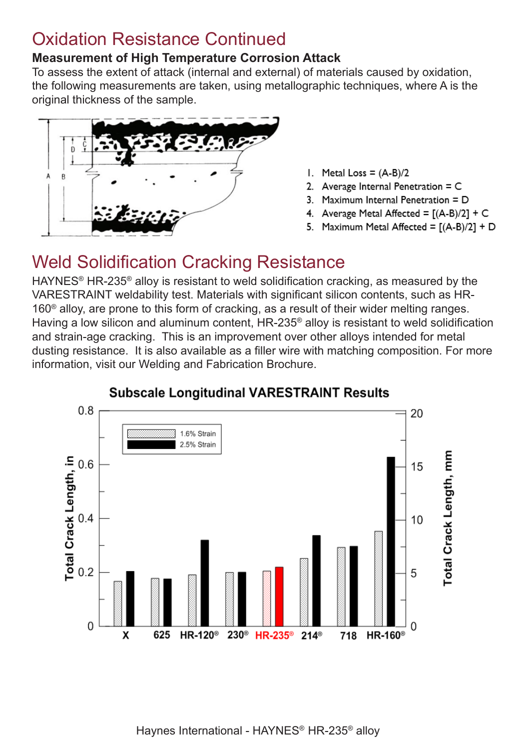# Oxidation Resistance Continued

### Measurement of High Temperature Corrosion Attack

To assess the extent of attack (internal and external) of materials caused by oxidation, the following measurements are taken, using metallographic techniques, where A is the original thickness of the sample.

1. Metal Loss = (A-B)/2
2. Average Internal Penetration = C
3. Maximum Internal Penetration = D
4. Average Metal Affected = [(A-B)/2] + C
5. Maximum Metal Affected = [(A-B)/2] + D

# Weld Solidification Cracking Resistance

HAYNES® HR-235® alloy is resistant to weld solidification cracking, as measured by the VARESTRAINT weldability test. Materials with significant silicon contents, such as HR-160® alloy, are prone to this form of cracking, as a result of their wider melting ranges. Having a low silicon and aluminum content, HR-235® alloy is resistant to weld solidification and strain-age cracking. This is an improvement over other alloys intended for metal dusting resistance. It is also available as a filler wire with matching composition. For more information, visit our Welding and Fabrication Brochure.

**Subscale Longitudinal VARESTRAINT Results**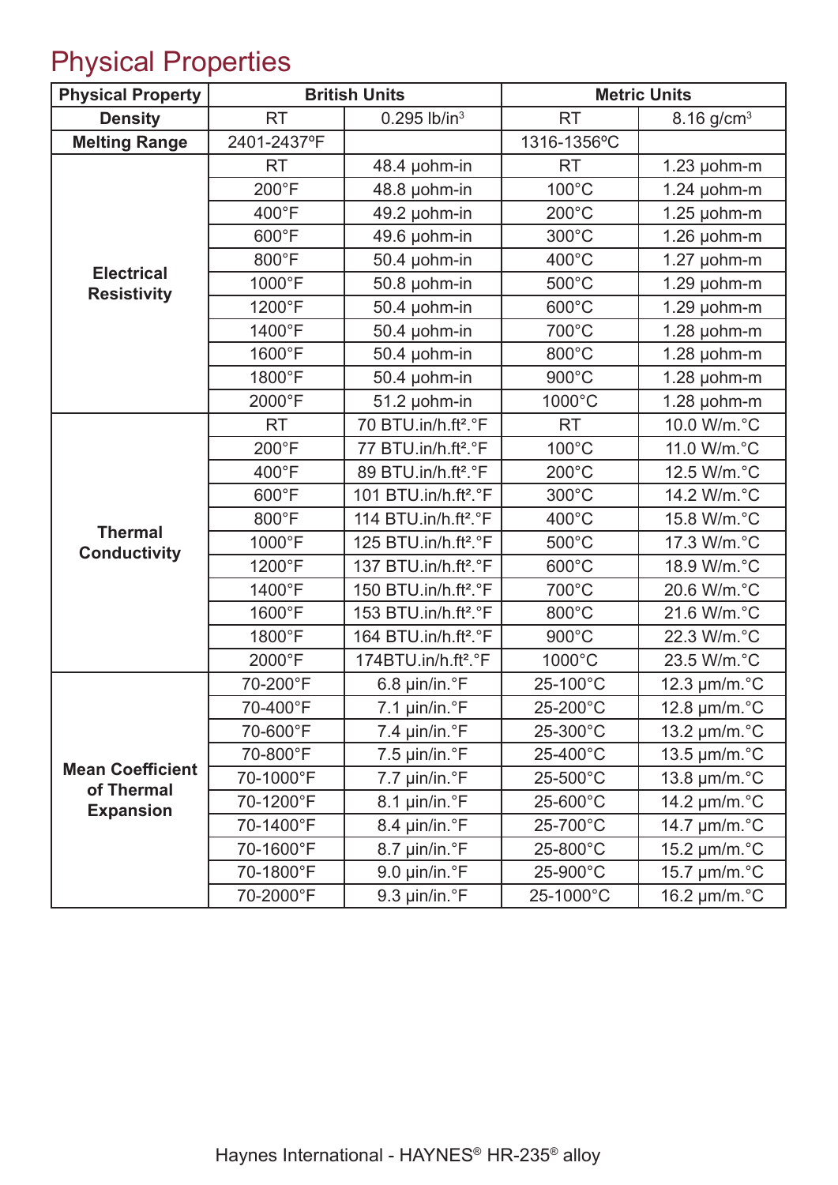# Physical Properties

| Physical Property | British Units | | Metric Units | |
|---|---|---|---|---|
| **Density** | RT | 0.295 lb/in³ | RT | 8.16 g/cm³ |
| **Melting Range** | 2401-2437°F | | 1316-1356°C | |
| **Electrical Resistivity** | RT | 48.4 µohm-in | RT | 1.23 µohm-m |
| | 200°F | 48.8 µohm-in | 100°C | 1.24 µohm-m |
| | 400°F | 49.2 µohm-in | 200°C | 1.25 µohm-m |
| | 600°F | 49.6 µohm-in | 300°C | 1.26 µohm-m |
| | 800°F | 50.4 µohm-in | 400°C | 1.27 µohm-m |
| | 1000°F | 50.8 µohm-in | 500°C | 1.29 µohm-m |
| | 1200°F | 50.4 µohm-in | 600°C | 1.29 µohm-m |
| | 1400°F | 50.4 µohm-in | 700°C | 1.28 µohm-m |
| | 1600°F | 50.4 µohm-in | 800°C | 1.28 µohm-m |
| | 1800°F | 50.4 µohm-in | 900°C | 1.28 µohm-m |
| | 2000°F | 51.2 µohm-in | 1000°C | 1.28 µohm-m |
| **Thermal Conductivity** | RT | 70 BTU.in/h.ft².°F | RT | 10.0 W/m.°C |
| | 200°F | 77 BTU.in/h.ft².°F | 100°C | 11.0 W/m.°C |
| | 400°F | 89 BTU.in/h.ft².°F | 200°C | 12.5 W/m.°C |
| | 600°F | 101 BTU.in/h.ft².°F | 300°C | 14.2 W/m.°C |
| | 800°F | 114 BTU.in/h.ft².°F | 400°C | 15.8 W/m.°C |
| | 1000°F | 125 BTU.in/h.ft².°F | 500°C | 17.3 W/m.°C |
| | 1200°F | 137 BTU.in/h.ft².°F | 600°C | 18.9 W/m.°C |
| | 1400°F | 150 BTU.in/h.ft².°F | 700°C | 20.6 W/m.°C |
| | 1600°F | 153 BTU.in/h.ft².°F | 800°C | 21.6 W/m.°C |
| | 1800°F | 164 BTU.in/h.ft².°F | 900°C | 22.3 W/m.°C |
| | 2000°F | 174BTU.in/h.ft².°F | 1000°C | 23.5 W/m.°C |
| **Mean Coefficient of Thermal Expansion** | 70-200°F | 6.8 µin/in.°F | 25-100°C | 12.3 µm/m.°C |
| | 70-400°F | 7.1 µin/in.°F | 25-200°C | 12.8 µm/m.°C |
| | 70-600°F | 7.4 µin/in.°F | 25-300°C | 13.2 µm/m.°C |
| | 70-800°F | 7.5 µin/in.°F | 25-400°C | 13.5 µm/m.°C |
| | 70-1000°F | 7.7 µin/in.°F | 25-500°C | 13.8 µm/m.°C |
| | 70-1200°F | 8.1 µin/in.°F | 25-600°C | 14.2 µm/m.°C |
| | 70-1400°F | 8.4 µin/in.°F | 25-700°C | 14.7 µm/m.°C |
| | 70-1600°F | 8.7 µin/in.°F | 25-800°C | 15.2 µm/m.°C |
| | 70-1800°F | 9.0 µin/in.°F | 25-900°C | 15.7 µm/m.°C |
| | 70-2000°F | 9.3 µin/in.°F | 25-1000°C | 16.2 µm/m.°C |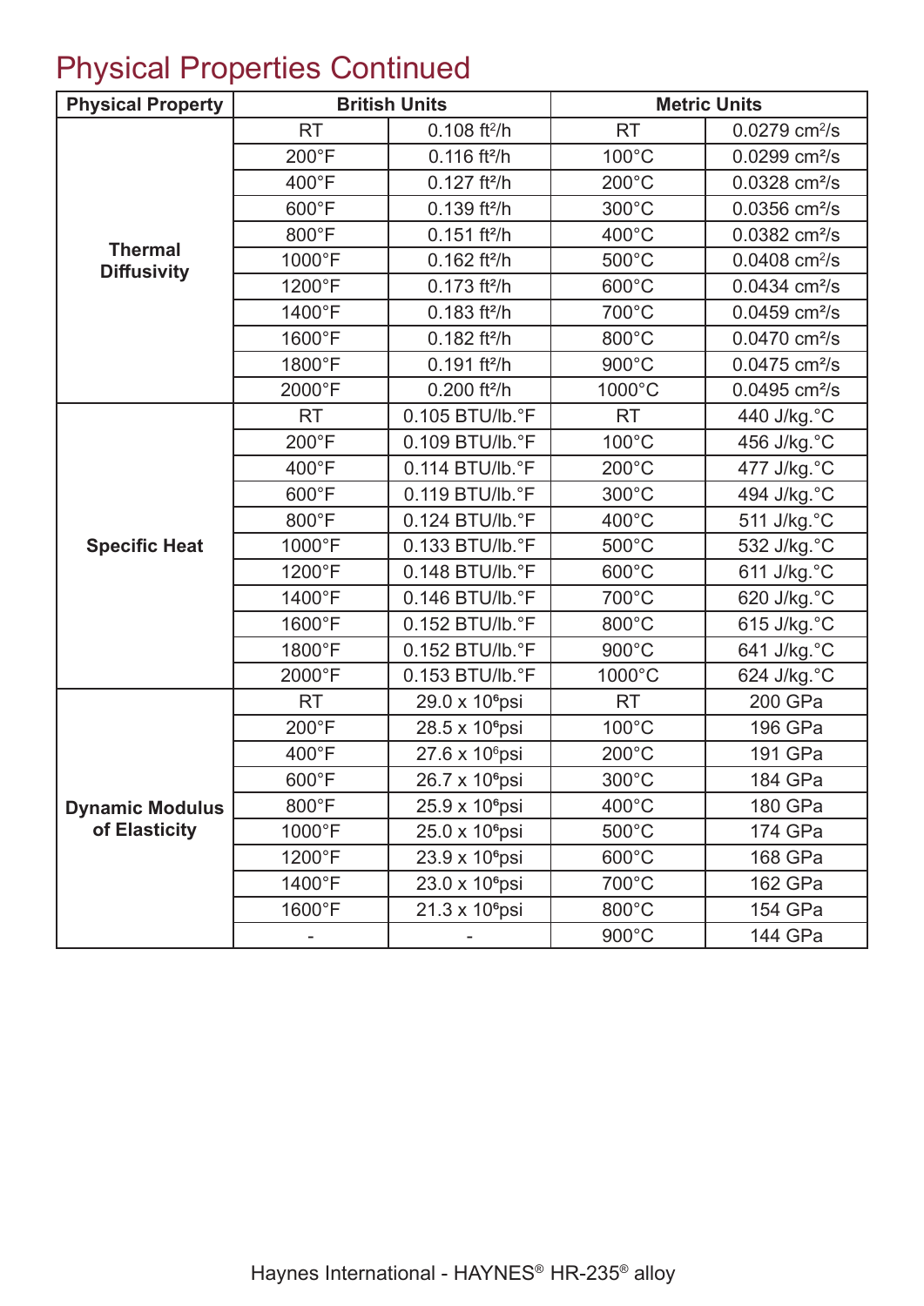# Physical Properties Continued

| Physical Property | British Units | | Metric Units | |
|---|---|---|---|---|
| Thermal Diffusivity | RT | 0.108 $ft^2/h$ | RT | 0.0279 $cm^2/s$ |
| | 200°F | 0.116 $ft^2/h$ | 100°C | 0.0299 $cm^2/s$ |
| | 400°F | 0.127 $ft^2/h$ | 200°C | 0.0328 $cm^2/s$ |
| | 600°F | 0.139 $ft^2/h$ | 300°C | 0.0356 $cm^2/s$ |
| | 800°F | 0.151 $ft^2/h$ | 400°C | 0.0382 $cm^2/s$ |
| | 1000°F | 0.162 $ft^2/h$ | 500°C | 0.0408 $cm^2/s$ |
| | 1200°F | 0.173 $ft^2/h$ | 600°C | 0.0434 $cm^2/s$ |
| | 1400°F | 0.183 $ft^2/h$ | 700°C | 0.0459 $cm^2/s$ |
| | 1600°F | 0.182 $ft^2/h$ | 800°C | 0.0470 $cm^2/s$ |
| | 1800°F | 0.191 $ft^2/h$ | 900°C | 0.0475 $cm^2/s$ |
| | 2000°F | 0.200 $ft^2/h$ | 1000°C | 0.0495 $cm^2/s$ |
| Specific Heat | RT | 0.105 BTU/lb.°F | RT | 440 J/kg.°C |
| | 200°F | 0.109 BTU/lb.°F | 100°C | 456 J/kg.°C |
| | 400°F | 0.114 BTU/lb.°F | 200°C | 477 J/kg.°C |
| | 600°F | 0.119 BTU/lb.°F | 300°C | 494 J/kg.°C |
| | 800°F | 0.124 BTU/lb.°F | 400°C | 511 J/kg.°C |
| | 1000°F | 0.133 BTU/lb.°F | 500°C | 532 J/kg.°C |
| | 1200°F | 0.148 BTU/lb.°F | 600°C | 611 J/kg.°C |
| | 1400°F | 0.146 BTU/lb.°F | 700°C | 620 J/kg.°C |
| | 1600°F | 0.152 BTU/lb.°F | 800°C | 615 J/kg.°C |
| | 1800°F | 0.152 BTU/lb.°F | 900°C | 641 J/kg.°C |
| | 2000°F | 0.153 BTU/lb.°F | 1000°C | 624 J/kg.°C |
| Dynamic Modulus of Elasticity | RT | 29.0 x $10^6$psi | RT | 200 GPa |
| | 200°F | 28.5 x $10^6$psi | 100°C | 196 GPa |
| | 400°F | 27.6 x $10^6$psi | 200°C | 191 GPa |
| | 600°F | 26.7 x $10^6$psi | 300°C | 184 GPa |
| | 800°F | 25.9 x $10^6$psi | 400°C | 180 GPa |
| | 1000°F | 25.0 x $10^6$psi | 500°C | 174 GPa |
| | 1200°F | 23.9 x $10^6$psi | 600°C | 168 GPa |
| | 1400°F | 23.0 x $10^6$psi | 700°C | 162 GPa |
| | 1600°F | 21.3 x $10^6$psi | 800°C | 154 GPa |
| | - | - | 900°C | 144 GPa |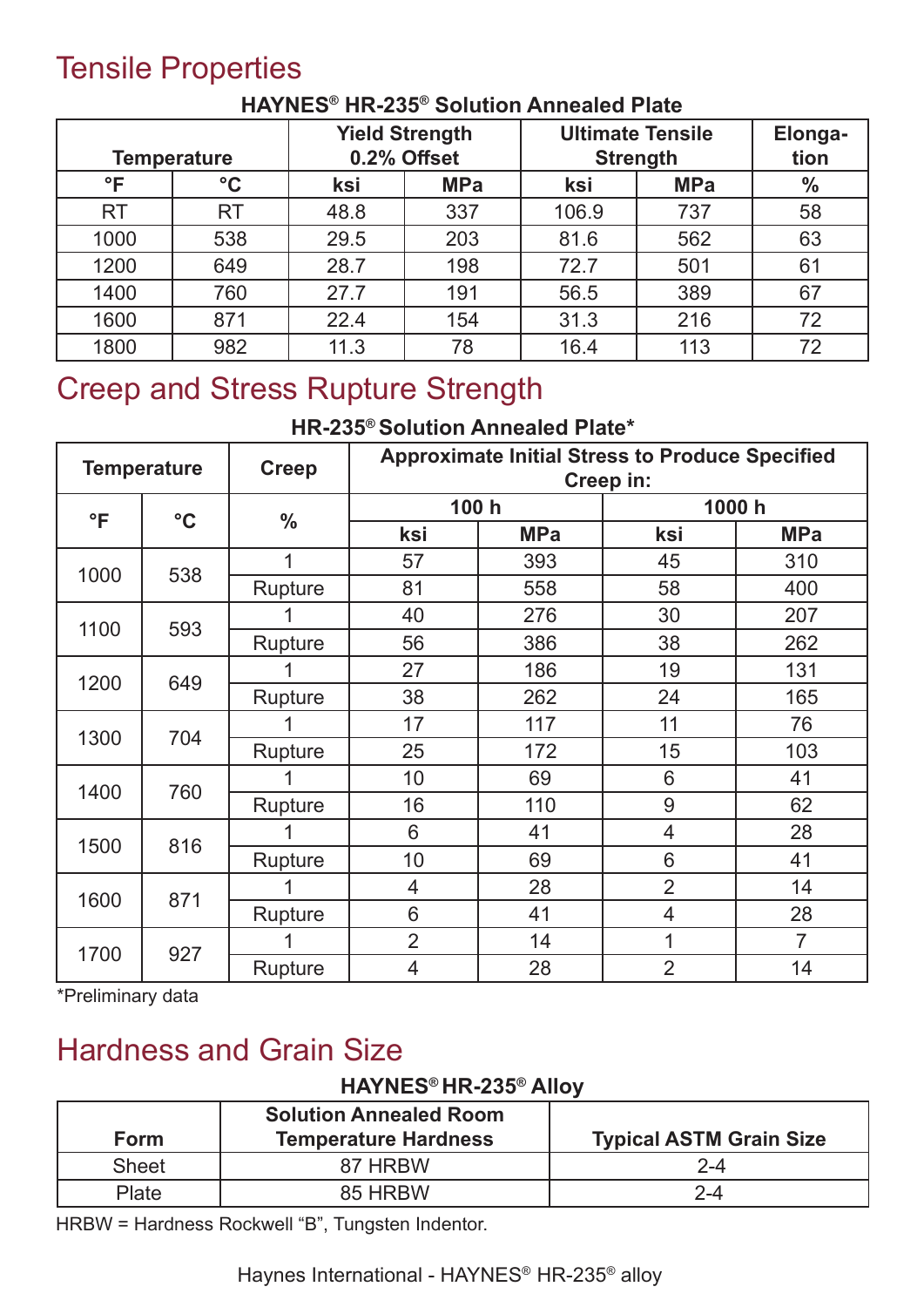## Tensile Properties

**HAYNES® HR-235® Solution Annealed Plate**

| Temperature | | Yield Strength 0.2% Offset | | Ultimate Tensile Strength | | Elongation |
|---|---|---|---|---|---|---|
| °F | °C | ksi | MPa | ksi | MPa | % |
| RT | RT | 48.8 | 337 | 106.9 | 737 | 58 |
| 1000 | 538 | 29.5 | 203 | 81.6 | 562 | 63 |
| 1200 | 649 | 28.7 | 198 | 72.7 | 501 | 61 |
| 1400 | 760 | 27.7 | 191 | 56.5 | 389 | 67 |
| 1600 | 871 | 22.4 | 154 | 31.3 | 216 | 72 |
| 1800 | 982 | 11.3 | 78 | 16.4 | 113 | 72 |

## Creep and Stress Rupture Strength

**HR-235® Solution Annealed Plate***

| Temperature | | Creep | Approximate Initial Stress to Produce Specified Creep in: | | | |
|---|---|---|---|---|---|---|
| | | | 100 h | | 1000 h | |
| °F | °C | % | ksi | MPa | ksi | MPa |
| 1000 | 538 | 1 | 57 | 393 | 45 | 310 |
| | | Rupture | 81 | 558 | 58 | 400 |
| 1100 | 593 | 1 | 40 | 276 | 30 | 207 |
| | | Rupture | 56 | 386 | 38 | 262 |
| 1200 | 649 | 1 | 27 | 186 | 19 | 131 |
| | | Rupture | 38 | 262 | 24 | 165 |
| 1300 | 704 | 1 | 17 | 117 | 11 | 76 |
| | | Rupture | 25 | 172 | 15 | 103 |
| 1400 | 760 | 1 | 10 | 69 | 6 | 41 |
| | | Rupture | 16 | 110 | 9 | 62 |
| 1500 | 816 | 1 | 6 | 41 | 4 | 28 |
| | | Rupture | 10 | 69 | 6 | 41 |
| 1600 | 871 | 1 | 4 | 28 | 2 | 14 |
| | | Rupture | 6 | 41 | 4 | 28 |
| 1700 | 927 | 1 | 2 | 14 | 1 | 7 |
| | | Rupture | 4 | 28 | 2 | 14 |

*Preliminary data

## Hardness and Grain Size

**HAYNES® HR-235® Alloy**

| Form | Solution Annealed Room Temperature Hardness | Typical ASTM Grain Size |
|---|---|---|
| Sheet | 87 HRBW | 2-4 |
| Plate | 85 HRBW | 2-4 |

HRBW = Hardness Rockwell "B", Tungsten Indentor.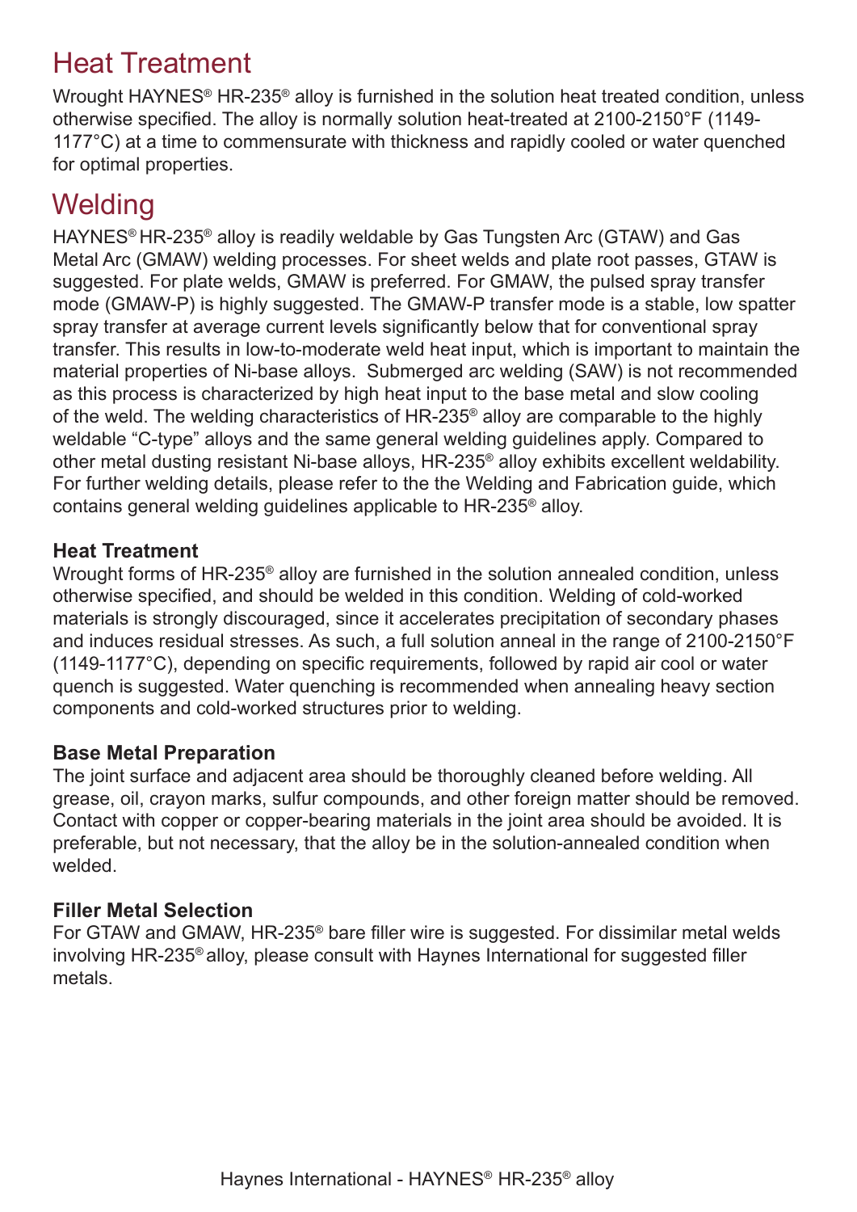# Heat Treatment

Wrought HAYNES® HR-235® alloy is furnished in the solution heat treated condition, unless otherwise specified. The alloy is normally solution heat-treated at 2100-2150°F (1149-1177°C) at a time to commensurate with thickness and rapidly cooled or water quenched for optimal properties.

# Welding

HAYNES® HR-235® alloy is readily weldable by Gas Tungsten Arc (GTAW) and Gas Metal Arc (GMAW) welding processes. For sheet welds and plate root passes, GTAW is suggested. For plate welds, GMAW is preferred. For GMAW, the pulsed spray transfer mode (GMAW-P) is highly suggested. The GMAW-P transfer mode is a stable, low spatter spray transfer at average current levels significantly below that for conventional spray transfer. This results in low-to-moderate weld heat input, which is important to maintain the material properties of Ni-base alloys.  Submerged arc welding (SAW) is not recommended as this process is characterized by high heat input to the base metal and slow cooling of the weld. The welding characteristics of HR-235® alloy are comparable to the highly weldable "C-type" alloys and the same general welding guidelines apply. Compared to other metal dusting resistant Ni-base alloys, HR-235® alloy exhibits excellent weldability. For further welding details, please refer to the the Welding and Fabrication guide, which contains general welding guidelines applicable to HR-235® alloy.

### Heat Treatment

Wrought forms of HR-235® alloy are furnished in the solution annealed condition, unless otherwise specified, and should be welded in this condition. Welding of cold-worked materials is strongly discouraged, since it accelerates precipitation of secondary phases and induces residual stresses. As such, a full solution anneal in the range of 2100-2150°F (1149-1177°C), depending on specific requirements, followed by rapid air cool or water quench is suggested. Water quenching is recommended when annealing heavy section components and cold-worked structures prior to welding.

### Base Metal Preparation

The joint surface and adjacent area should be thoroughly cleaned before welding. All grease, oil, crayon marks, sulfur compounds, and other foreign matter should be removed. Contact with copper or copper-bearing materials in the joint area should be avoided. It is preferable, but not necessary, that the alloy be in the solution-annealed condition when welded.

### Filler Metal Selection

For GTAW and GMAW, HR-235® bare filler wire is suggested. For dissimilar metal welds involving HR-235® alloy, please consult with Haynes International for suggested filler metals.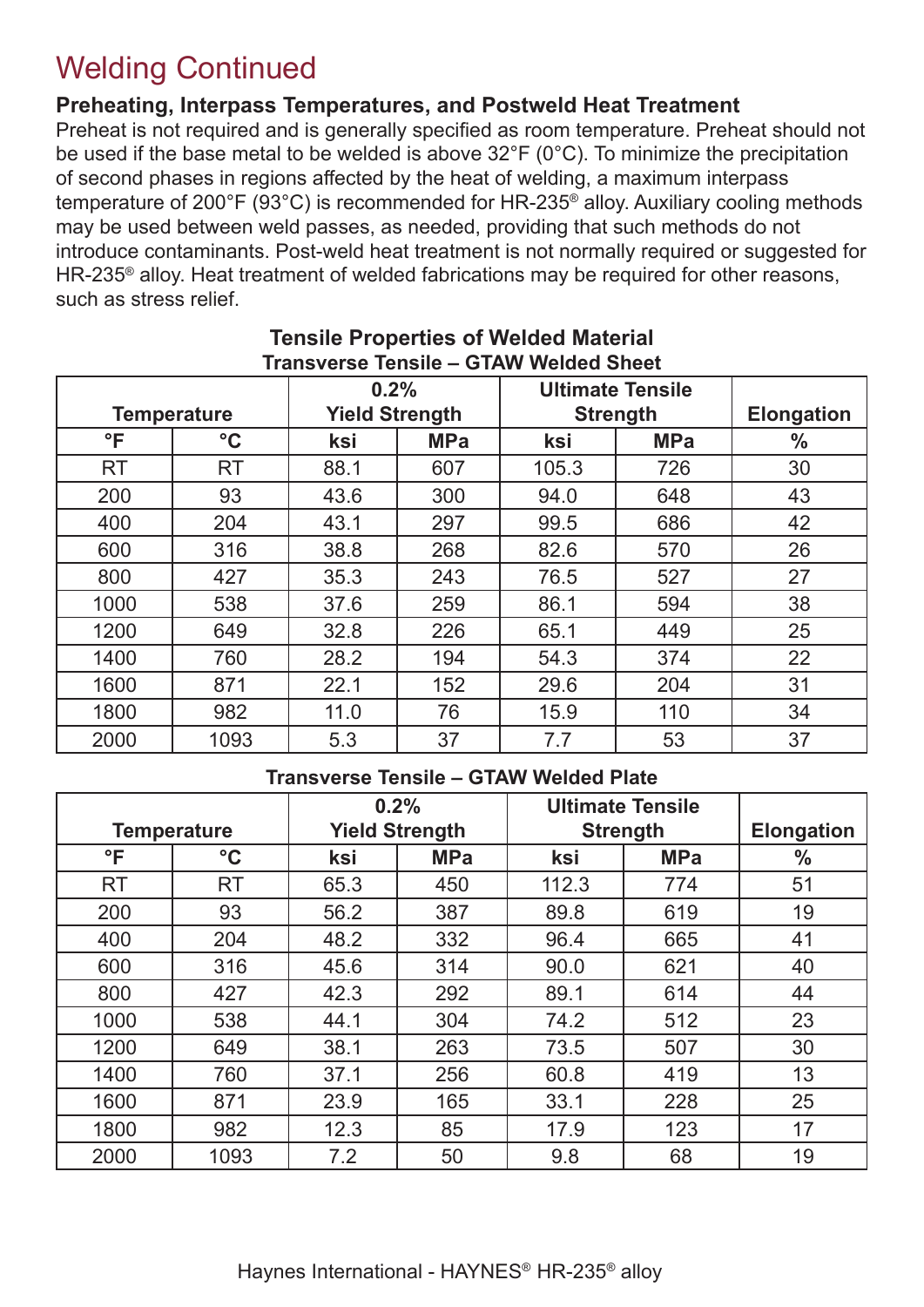# Welding Continued

### Preheating, Interpass Temperatures, and Postweld Heat Treatment

Preheat is not required and is generally specified as room temperature. Preheat should not be used if the base metal to be welded is above 32°F (0°C). To minimize the precipitation of second phases in regions affected by the heat of welding, a maximum interpass temperature of 200°F (93°C) is recommended for HR-235® alloy. Auxiliary cooling methods may be used between weld passes, as needed, providing that such methods do not introduce contaminants. Post-weld heat treatment is not normally required or suggested for HR-235® alloy. Heat treatment of welded fabrications may be required for other reasons, such as stress relief.

**Tensile Properties of Welded Material**

**Transverse Tensile – GTAW Welded Sheet**

| Temperature | | 0.2% Yield Strength | | Ultimate Tensile Strength | | Elongation |
|---|---|---|---|---|---|---|
| °F | °C | ksi | MPa | ksi | MPa | % |
| RT | RT | 88.1 | 607 | 105.3 | 726 | 30 |
| 200 | 93 | 43.6 | 300 | 94.0 | 648 | 43 |
| 400 | 204 | 43.1 | 297 | 99.5 | 686 | 42 |
| 600 | 316 | 38.8 | 268 | 82.6 | 570 | 26 |
| 800 | 427 | 35.3 | 243 | 76.5 | 527 | 27 |
| 1000 | 538 | 37.6 | 259 | 86.1 | 594 | 38 |
| 1200 | 649 | 32.8 | 226 | 65.1 | 449 | 25 |
| 1400 | 760 | 28.2 | 194 | 54.3 | 374 | 22 |
| 1600 | 871 | 22.1 | 152 | 29.6 | 204 | 31 |
| 1800 | 982 | 11.0 | 76 | 15.9 | 110 | 34 |
| 2000 | 1093 | 5.3 | 37 | 7.7 | 53 | 37 |

**Transverse Tensile – GTAW Welded Plate**

| Temperature | | 0.2% Yield Strength | | Ultimate Tensile Strength | | Elongation |
|---|---|---|---|---|---|---|
| °F | °C | ksi | MPa | ksi | MPa | % |
| RT | RT | 65.3 | 450 | 112.3 | 774 | 51 |
| 200 | 93 | 56.2 | 387 | 89.8 | 619 | 19 |
| 400 | 204 | 48.2 | 332 | 96.4 | 665 | 41 |
| 600 | 316 | 45.6 | 314 | 90.0 | 621 | 40 |
| 800 | 427 | 42.3 | 292 | 89.1 | 614 | 44 |
| 1000 | 538 | 44.1 | 304 | 74.2 | 512 | 23 |
| 1200 | 649 | 38.1 | 263 | 73.5 | 507 | 30 |
| 1400 | 760 | 37.1 | 256 | 60.8 | 419 | 13 |
| 1600 | 871 | 23.9 | 165 | 33.1 | 228 | 25 |
| 1800 | 982 | 12.3 | 85 | 17.9 | 123 | 17 |
| 2000 | 1093 | 7.2 | 50 | 9.8 | 68 | 19 |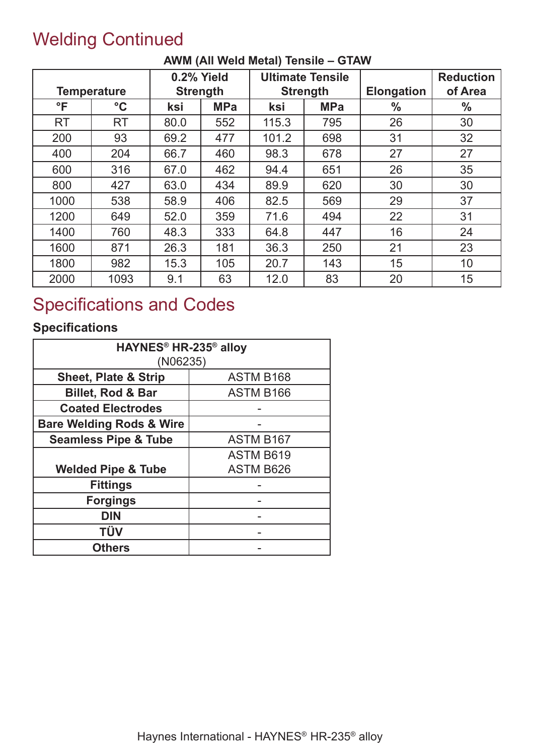# Welding Continued

**AWM (All Weld Metal) Tensile – GTAW**

| Temperature | | 0.2% Yield Strength | | Ultimate Tensile Strength | | Elongation | Reduction of Area |
|---|---|---|---|---|---|---|---|
| °F | °C | ksi | MPa | ksi | MPa | % | % |
| RT | RT | 80.0 | 552 | 115.3 | 795 | 26 | 30 |
| 200 | 93 | 69.2 | 477 | 101.2 | 698 | 31 | 32 |
| 400 | 204 | 66.7 | 460 | 98.3 | 678 | 27 | 27 |
| 600 | 316 | 67.0 | 462 | 94.4 | 651 | 26 | 35 |
| 800 | 427 | 63.0 | 434 | 89.9 | 620 | 30 | 30 |
| 1000 | 538 | 58.9 | 406 | 82.5 | 569 | 29 | 37 |
| 1200 | 649 | 52.0 | 359 | 71.6 | 494 | 22 | 31 |
| 1400 | 760 | 48.3 | 333 | 64.8 | 447 | 16 | 24 |
| 1600 | 871 | 26.3 | 181 | 36.3 | 250 | 21 | 23 |
| 1800 | 982 | 15.3 | 105 | 20.7 | 143 | 15 | 10 |
| 2000 | 1093 | 9.1 | 63 | 12.0 | 83 | 20 | 15 |

# Specifications and Codes

### Specifications

| HAYNES® HR-235® alloy (N06235) | |
|---|---|
| **Sheet, Plate & Strip** | ASTM B168 |
| **Billet, Rod & Bar** | ASTM B166 |
| **Coated Electrodes** | - |
| **Bare Welding Rods & Wire** | - |
| **Seamless Pipe & Tube** | ASTM B167 |
| **Welded Pipe & Tube** | ASTM B619<br>ASTM B626 |
| **Fittings** | - |
| **Forgings** | - |
| **DIN** | - |
| **TÜV** | - |
| **Others** | - |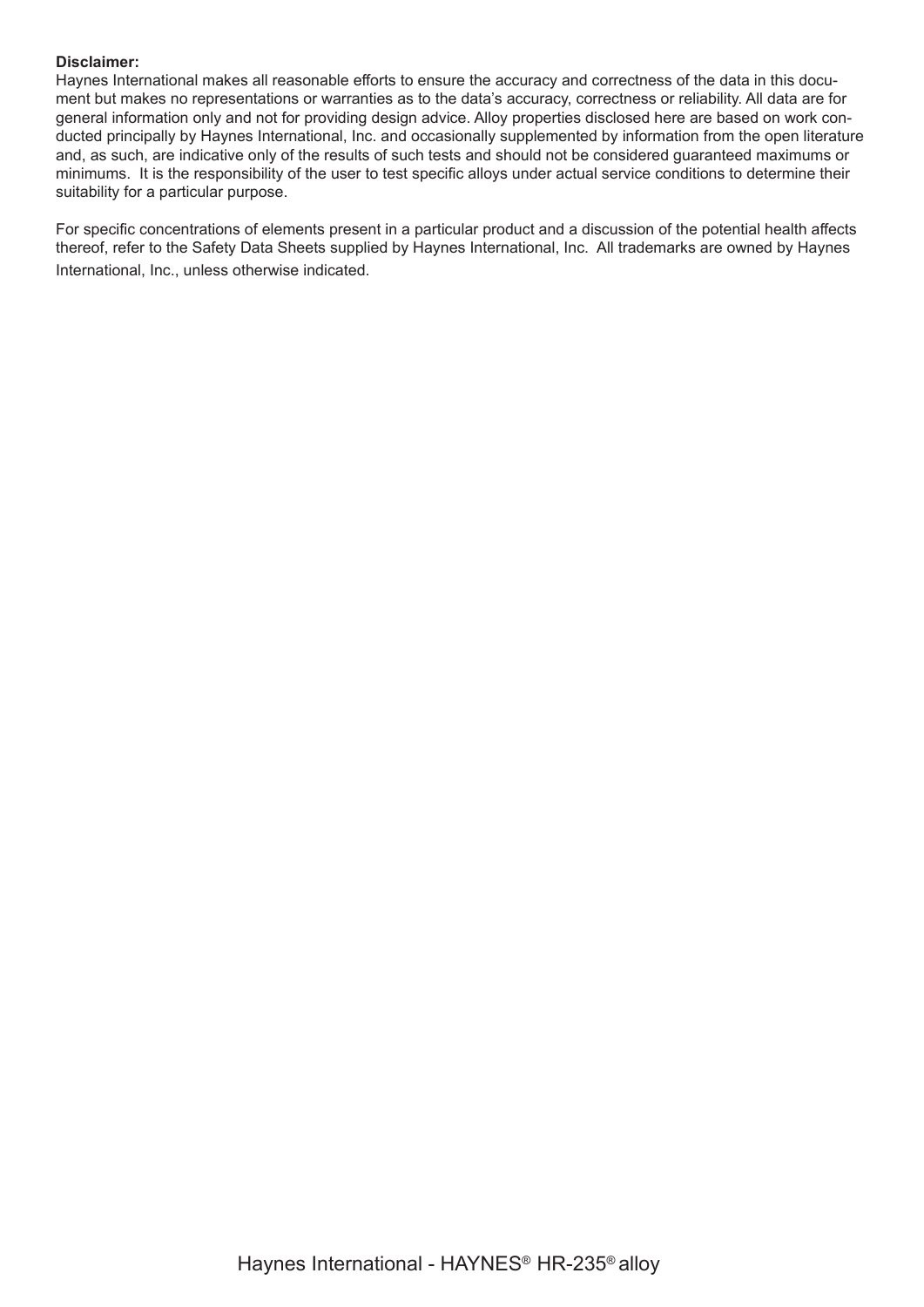**Disclaimer:**
Haynes International makes all reasonable efforts to ensure the accuracy and correctness of the data in this document but makes no representations or warranties as to the data's accuracy, correctness or reliability. All data are for general information only and not for providing design advice. Alloy properties disclosed here are based on work conducted principally by Haynes International, Inc. and occasionally supplemented by information from the open literature and, as such, are indicative only of the results of such tests and should not be considered guaranteed maximums or minimums. It is the responsibility of the user to test specific alloys under actual service conditions to determine their suitability for a particular purpose.

For specific concentrations of elements present in a particular product and a discussion of the potential health affects thereof, refer to the Safety Data Sheets supplied by Haynes International, Inc. All trademarks are owned by Haynes International, Inc., unless otherwise indicated.